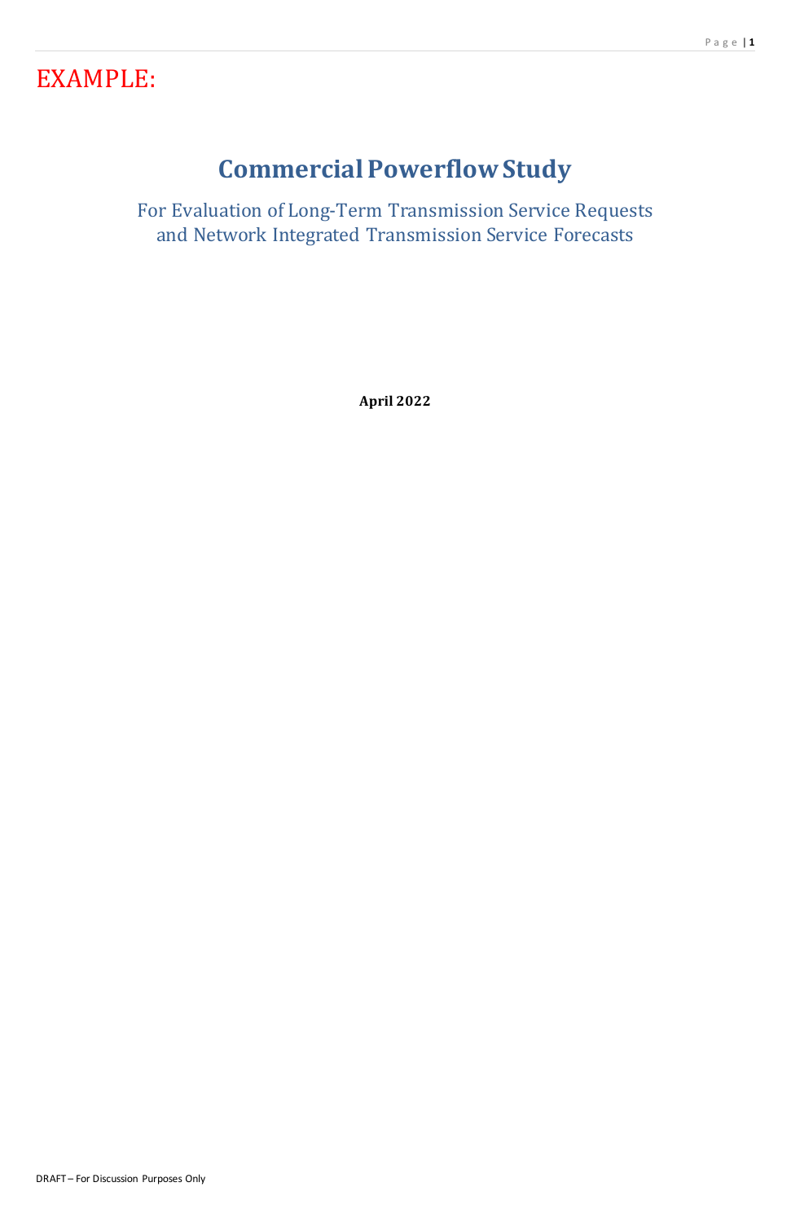EXAMPLE:

# Commercial Powerflow Study

## For Evaluation of Long-Term Transmission Service Requests and Network Integrated Transmission Service Forecasts

**April 2022**

DRAFT – For Discussion Purposes Only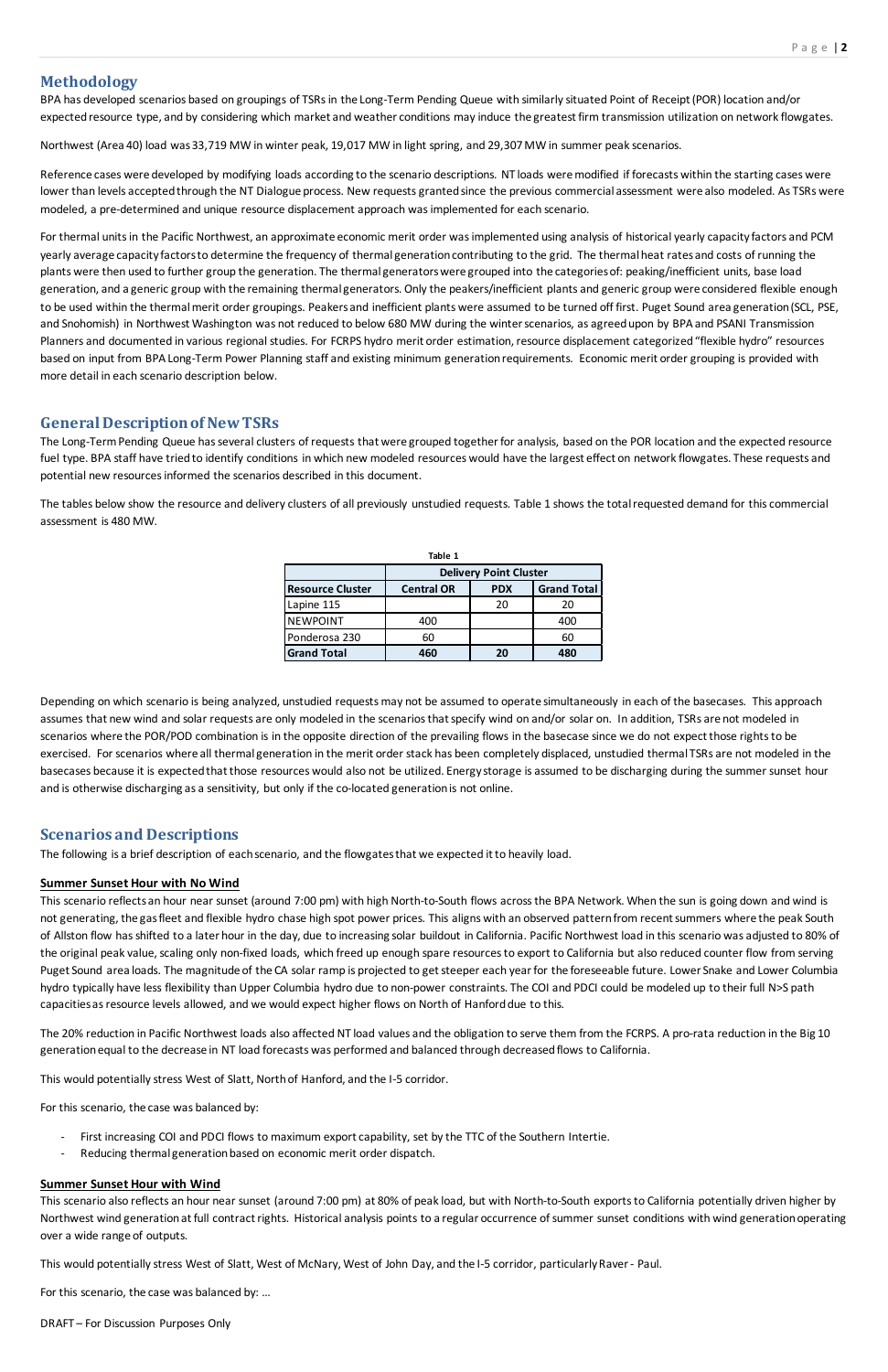## Methodology

BPA has developed scenarios based on groupings of TSRs in the Long-Term Pending Queue with similarly situated Point of Receipt (POR) location and/or expected resource type, and by considering which market and weather conditions may induce the greatest firm transmission utilization on network flowgates.

Northwest (Area 40) load was 33,719 MW in winter peak, 19,017 MW in light spring, and 29,307 MW in summer peak scenarios.

Reference cases were developed by modifying loads according to the scenario descriptions. NT loads were modified if forecasts within the starting cases were lower than levels accepted through the NT Dialogue process. New requests granted since the previous commercial assessment were also modeled. As TSRs were modeled, a pre-determined and unique resource displacement approach was implemented for each scenario.

For thermal units in the Pacific Northwest, an approximate economic merit order was implemented using analysis of historical yearly capacity factors and PCM yearly average capacity factors to determine the frequency of thermal generation contributing to the grid. The thermal heat rates and costs of running the plants were then used to further group the generation. The thermal generators were grouped into the categories of: peaking/inefficient units, base load generation, and a generic group with the remaining thermal generators. Only the peakers/inefficient plants and generic group were considered flexible enough to be used within the thermal merit order groupings. Peakers and inefficient plants were assumed to be turned off first. Puget Sound area generation (SCL, PSE, and Snohomish) in Northwest Washington was not reduced to below 680 MW during the winter scenarios, as agreed upon by BPA and PSANI Transmission Planners and documented in various regional studies. For FCRPS hydro merit order estimation, resource displacement categorized "flexible hydro" resources based on input from BPA Long-Term Power Planning staff and existing minimum generation requirements. Economic merit order grouping is provided with more detail in each scenario description below.

## General Description of New TSRs

The Long-Term Pending Queue has several clusters of requests that were grouped together for analysis, based on the POR location and the expected resource fuel type. BPA staff have tried to identify conditions in which new modeled resources would have the largest effect on network flowgates. These requests and potential new resources informed the scenarios described in this document.

The tables below show the resource and delivery clusters of all previously unstudied requests. Table 1 shows the total requested demand for this commercial assessment is 480 MW.

**Table 1**

| | Delivery Point Cluster | | |
|---|---|---|---|
| **Resource Cluster** | **Central OR** | **PDX** | **Grand Total** |
| Lapine 115 | | 20 | 20 |
| NEWPOINT | 400 | | 400 |
| Ponderosa 230 | 60 | | 60 |
| **Grand Total** | **460** | **20** | **480** |

Depending on which scenario is being analyzed, unstudied requests may not be assumed to operate simultaneously in each of the basecases. This approach assumes that new wind and solar requests are only modeled in the scenarios that specify wind on and/or solar on. In addition, TSRs are not modeled in scenarios where the POR/POD combination is in the opposite direction of the prevailing flows in the basecase since we do not expect those rights to be exercised. For scenarios where all thermal generation in the merit order stack has been completely displaced, unstudied thermal TSRs are not modeled in the basecases because it is expected that those resources would also not be utilized. Energy storage is assumed to be discharging during the summer sunset hour and is otherwise discharging as a sensitivity, but only if the co-located generation is not online.

## Scenarios and Descriptions

The following is a brief description of each scenario, and the flowgates that we expected it to heavily load.

**Summer Sunset Hour with No Wind**

This scenario reflects an hour near sunset (around 7:00 pm) with high North-to-South flows across the BPA Network. When the sun is going down and wind is not generating, the gas fleet and flexible hydro chase high spot power prices. This aligns with an observed pattern from recent summers where the peak South of Allston flow has shifted to a later hour in the day, due to increasing solar buildout in California. Pacific Northwest load in this scenario was adjusted to 80% of the original peak value, scaling only non-fixed loads, which freed up enough spare resources to export to California but also reduced counter flow from serving Puget Sound area loads. The magnitude of the CA solar ramp is projected to get steeper each year for the foreseeable future. Lower Snake and Lower Columbia hydro typically have less flexibility than Upper Columbia hydro due to non-power constraints. The COI and PDCI could be modeled up to their full N>S path capacities as resource levels allowed, and we would expect higher flows on North of Hanford due to this.

The 20% reduction in Pacific Northwest loads also affected NT load values and the obligation to serve them from the FCRPS. A pro-rata reduction in the Big 10 generation equal to the decrease in NT load forecasts was performed and balanced through decreased flows to California.

This would potentially stress West of Slatt, North of Hanford, and the I-5 corridor.

For this scenario, the case was balanced by:

- First increasing COI and PDCI flows to maximum export capability, set by the TTC of the Southern Intertie.
- Reducing thermal generation based on economic merit order dispatch.

**Summer Sunset Hour with Wind**

This scenario also reflects an hour near sunset (around 7:00 pm) at 80% of peak load, but with North-to-South exports to California potentially driven higher by Northwest wind generation at full contract rights. Historical analysis points to a regular occurrence of summer sunset conditions with wind generation operating over a wide range of outputs.

This would potentially stress West of Slatt, West of McNary, West of John Day, and the I-5 corridor, particularly Raver - Paul.

For this scenario, the case was balanced by: …

DRAFT – For Discussion Purposes Only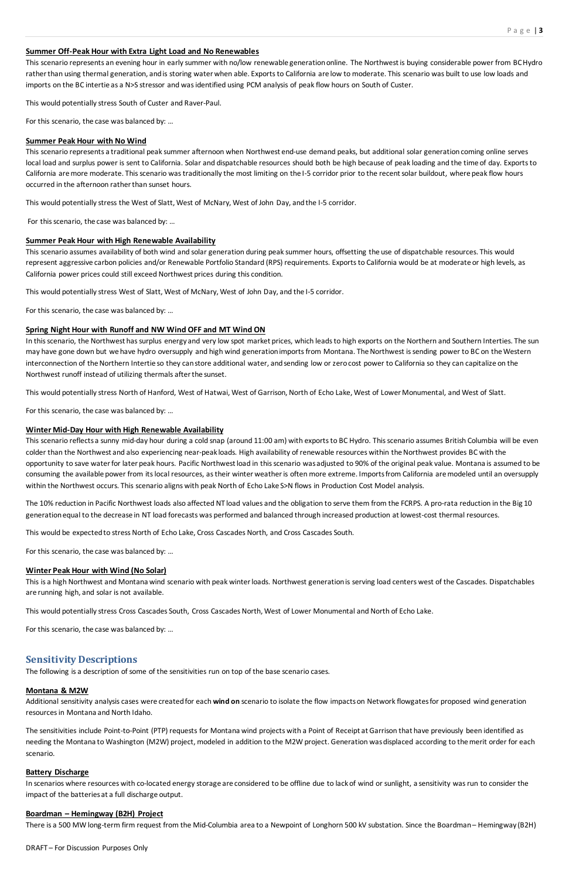**Summer Off-Peak Hour with Extra Light Load and No Renewables**

This scenario represents an evening hour in early summer with no/low renewable generation online. The Northwest is buying considerable power from BC Hydro rather than using thermal generation, and is storing water when able. Exports to California are low to moderate. This scenario was built to use low loads and imports on the BC intertie as a N>S stressor and was identified using PCM analysis of peak flow hours on South of Custer.

This would potentially stress South of Custer and Raver-Paul.

For this scenario, the case was balanced by: …

**Summer Peak Hour with No Wind**

This scenario represents a traditional peak summer afternoon when Northwest end-use demand peaks, but additional solar generation coming online serves local load and surplus power is sent to California. Solar and dispatchable resources should both be high because of peak loading and the time of day. Exports to California are more moderate. This scenario was traditionally the most limiting on the I-5 corridor prior to the recent solar buildout, where peak flow hours occurred in the afternoon rather than sunset hours.

This would potentially stress the West of Slatt, West of McNary, West of John Day, and the I-5 corridor.

For this scenario, the case was balanced by: …

**Summer Peak Hour with High Renewable Availability**

This scenario assumes availability of both wind and solar generation during peak summer hours, offsetting the use of dispatchable resources. This would represent aggressive carbon policies and/or Renewable Portfolio Standard (RPS) requirements. Exports to California would be at moderate or high levels, as California power prices could still exceed Northwest prices during this condition.

This would potentially stress West of Slatt, West of McNary, West of John Day, and the I-5 corridor.

For this scenario, the case was balanced by: …

**Spring Night Hour with Runoff and NW Wind OFF and MT Wind ON**

In this scenario, the Northwest has surplus energy and very low spot market prices, which leads to high exports on the Northern and Southern Interties. The sun may have gone down but we have hydro oversupply and high wind generation imports from Montana. The Northwest is sending power to BC on the Western interconnection of the Northern Intertie so they can store additional water, and sending low or zero cost power to California so they can capitalize on the Northwest runoff instead of utilizing thermals after the sunset.

This would potentially stress North of Hanford, West of Hatwai, West of Garrison, North of Echo Lake, West of Lower Monumental, and West of Slatt.

For this scenario, the case was balanced by: …

**Winter Mid-Day Hour with High Renewable Availability**

This scenario reflects a sunny mid-day hour during a cold snap (around 11:00 am) with exports to BC Hydro. This scenario assumes British Columbia will be even colder than the Northwest and also experiencing near-peak loads. High availability of renewable resources within the Northwest provides BC with the opportunity to save water for later peak hours. Pacific Northwest load in this scenario was adjusted to 90% of the original peak value. Montana is assumed to be consuming the available power from its local resources, as their winter weather is often more extreme. Imports from California are modeled until an oversupply within the Northwest occurs. This scenario aligns with peak North of Echo Lake S>N flows in Production Cost Model analysis.

The 10% reduction in Pacific Northwest loads also affected NT load values and the obligation to serve them from the FCRPS. A pro-rata reduction in the Big 10 generation equal to the decrease in NT load forecasts was performed and balanced through increased production at lowest-cost thermal resources.

This would be expected to stress North of Echo Lake, Cross Cascades North, and Cross Cascades South.

For this scenario, the case was balanced by: …

**Winter Peak Hour with Wind (No Solar)**

This is a high Northwest and Montana wind scenario with peak winter loads. Northwest generation is serving load centers west of the Cascades. Dispatchables are running high, and solar is not available.

This would potentially stress Cross Cascades South, Cross Cascades North, West of Lower Monumental and North of Echo Lake.

For this scenario, the case was balanced by: …

## Sensitivity Descriptions

The following is a description of some of the sensitivities run on top of the base scenario cases.

**Montana & M2W**

Additional sensitivity analysis cases were created for each **wind on** scenario to isolate the flow impacts on Network flowgates for proposed wind generation resources in Montana and North Idaho.

The sensitivities include Point-to-Point (PTP) requests for Montana wind projects with a Point of Receipt at Garrison that have previously been identified as needing the Montana to Washington (M2W) project, modeled in addition to the M2W project. Generation was displaced according to the merit order for each scenario.

**Battery Discharge**

In scenarios where resources with co-located energy storage are considered to be offline due to lack of wind or sunlight, a sensitivity was run to consider the impact of the batteries at a full discharge output.

**Boardman – Hemingway (B2H) Project**

There is a 500 MW long-term firm request from the Mid-Columbia area to a Newpoint of Longhorn 500 kV substation. Since the Boardman – Hemingway (B2H)

DRAFT – For Discussion Purposes Only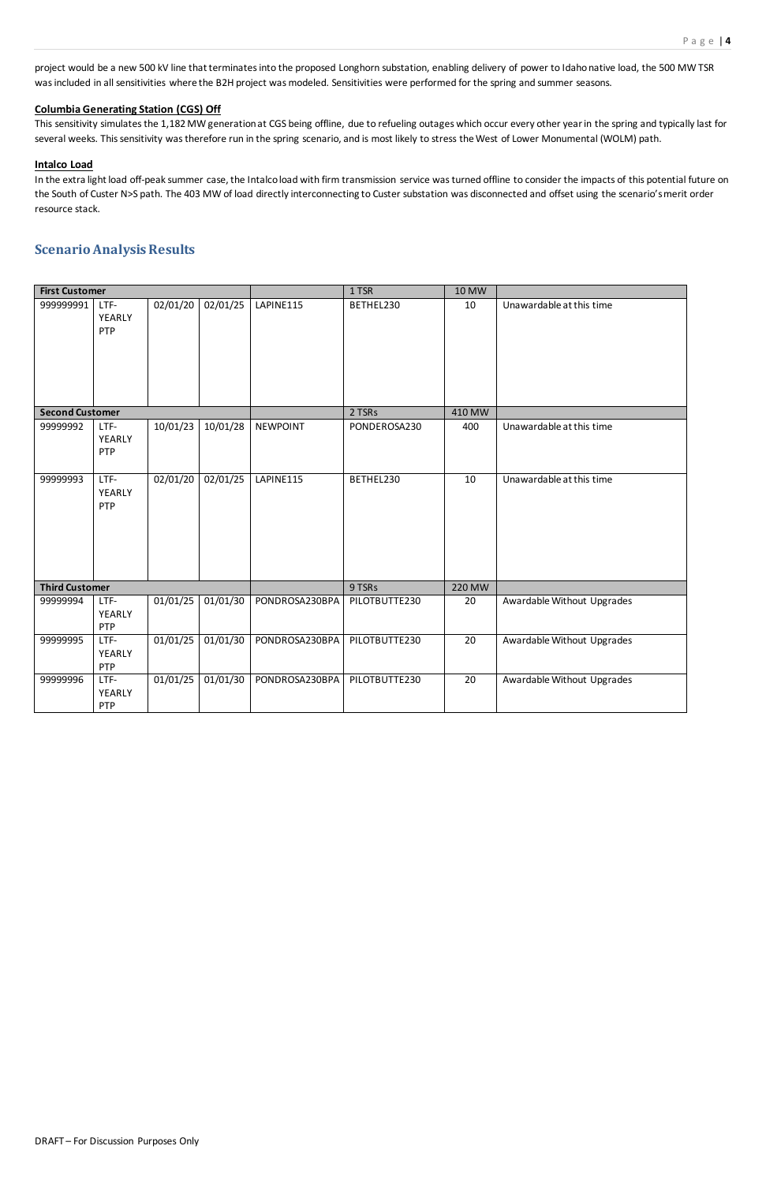project would be a new 500 kV line that terminates into the proposed Longhorn substation, enabling delivery of power to Idaho native load, the 500 MW TSR was included in all sensitivities where the B2H project was modeled. Sensitivities were performed for the spring and summer seasons.

**Columbia Generating Station (CGS) Off**

This sensitivity simulates the 1,182 MW generation at CGS being offline, due to refueling outages which occur every other year in the spring and typically last for several weeks. This sensitivity was therefore run in the spring scenario, and is most likely to stress the West of Lower Monumental (WOLM) path.

**Intalco Load**

In the extra light load off-peak summer case, the Intalco load with firm transmission service was turned offline to consider the impacts of this potential future on the South of Custer N>S path. The 403 MW of load directly interconnecting to Custer substation was disconnected and offset using the scenario's merit order resource stack.

## Scenario Analysis Results

| | | | | | | | |
|---|---|---|---|---|---|---|---|
| **First Customer** | | | | | 1 TSR | 10 MW | |
| 999999991 | LTF-YEARLY PTP | 02/01/20 | 02/01/25 | LAPINE115 | BETHEL230 | 10 | Unawardable at this time |
| **Second Customer** | | | | | 2 TSRs | 410 MW | |
| 99999992 | LTF-YEARLY PTP | 10/01/23 | 10/01/28 | NEWPOINT | PONDEROSA230 | 400 | Unawardable at this time |
| 99999993 | LTF-YEARLY PTP | 02/01/20 | 02/01/25 | LAPINE115 | BETHEL230 | 10 | Unawardable at this time |
| **Third Customer** | | | | | 9 TSRs | 220 MW | |
| 99999994 | LTF-YEARLY PTP | 01/01/25 | 01/01/30 | PONDROSA230BPA | PILOTBUTTE230 | 20 | Awardable Without Upgrades |
| 99999995 | LTF-YEARLY PTP | 01/01/25 | 01/01/30 | PONDROSA230BPA | PILOTBUTTE230 | 20 | Awardable Without Upgrades |
| 99999996 | LTF-YEARLY PTP | 01/01/25 | 01/01/30 | PONDROSA230BPA | PILOTBUTTE230 | 20 | Awardable Without Upgrades |

DRAFT – For Discussion Purposes Only